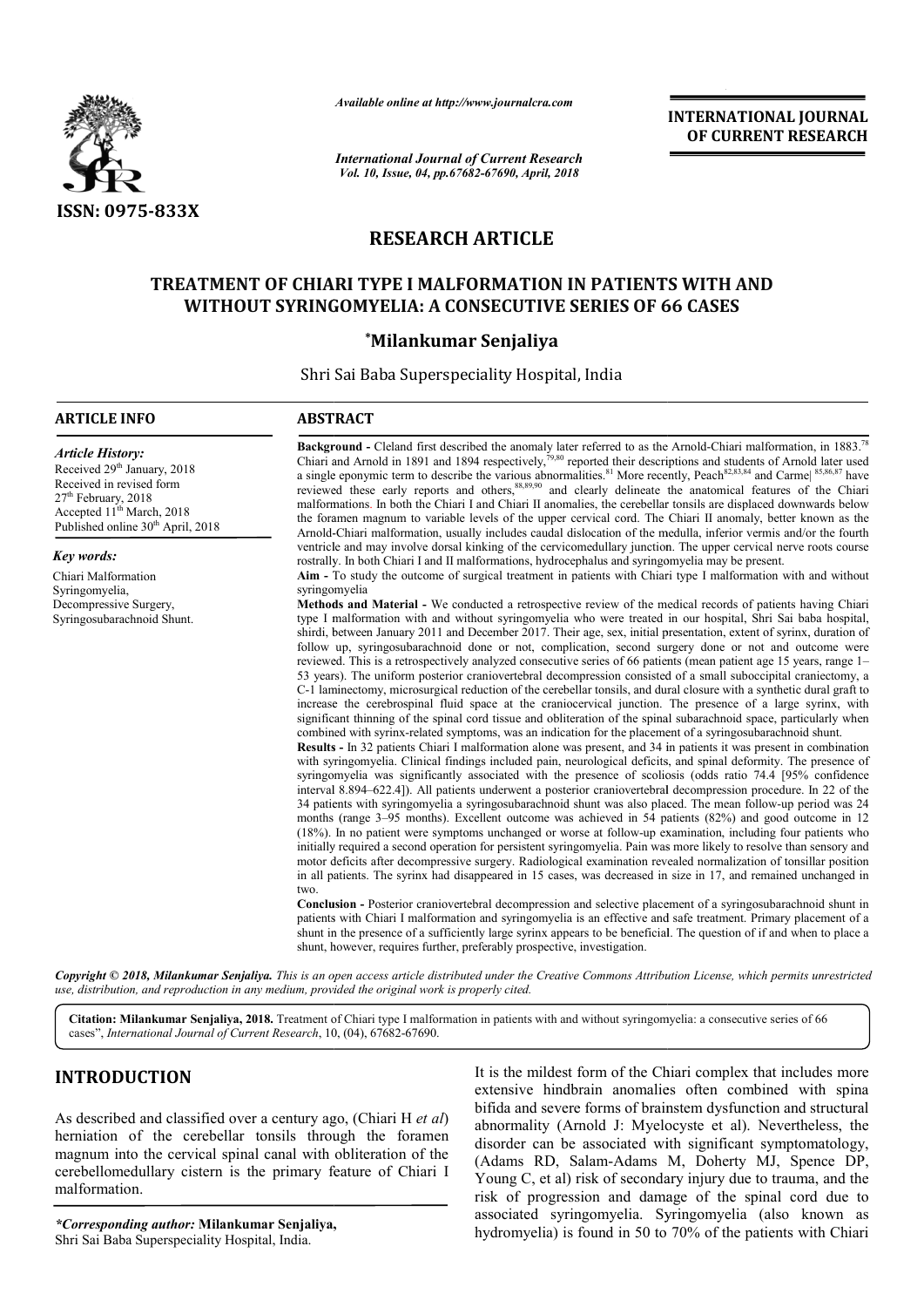ISSN: 0975-833X

*Available online at http://www.journalcra.com*

*International Journal of Current Research*
*Vol. 10, Issue, 04, pp.67682-67690, April, 2018*

**INTERNATIONAL JOURNAL OF CURRENT RESEARCH**

# RESEARCH ARTICLE

## TREATMENT OF CHIARI TYPE I MALFORMATION IN PATIENTS WITH AND WITHOUT SYRINGOMYELIA: A CONSECUTIVE SERIES OF 66 CASES

**\*Milankumar Senjaliya**

Shri Sai Baba Superspeciality Hospital, India

### ARTICLE INFO

*Article History:*
Received 29th January, 2018
Received in revised form
27th February, 2018
Accepted 11th March, 2018
Published online 30th April, 2018

*Key words:*
Chiari Malformation
Syringomyelia,
Decompressive Surgery,
Syringosubarachnoid Shunt.

### ABSTRACT

**Background -** Cleland first described the anomaly later referred to as the Arnold-Chiari malformation, in 1883.[78] Chiari and Arnold in 1891 and 1894 respectively,[79,80] reported their descriptions and students of Arnold later used a single eponymic term to describe the various abnormalities.[81] More recently, Peach[82,83,84] and Carmel[85,86,87] have reviewed these early reports and others,[88,89,90] and clearly delineate the anatomical features of the Chiari malformations. In both the Chiari I and Chiari II anomalies, the cerebellar tonsils are displaced downwards below the foramen magnum to variable levels of the upper cervical cord. The Chiari II anomaly, better known as the Arnold-Chiari malformation, usually includes caudal dislocation of the medulla, inferior vermis and/or the fourth ventricle and may involve dorsal kinking of the cervicomedullary junction. The upper cervical nerve roots course rostrally. In both Chiari I and II malformations, hydrocephalus and syringomyelia may be present.

**Aim -** To study the outcome of surgical treatment in patients with Chiari type I malformation with and without syringomyelia

**Methods and Material -** We conducted a retrospective review of the medical records of patients having Chiari type I malformation with and without syringomyelia who were treated in our hospital, Shri Sai baba hospital, shirdi, between January 2011 and December 2017. Their age, sex, initial presentation, extent of syrinx, duration of follow up, syringosubarachnoid done or not, complication, second surgery done or not and outcome were reviewed. This is a retrospectively analyzed consecutive series of 66 patients (mean patient age 15 years, range 1–53 years). The uniform posterior craniovertebral decompression consisted of a small suboccipital craniectomy, a C-1 laminectomy, microsurgical reduction of the cerebellar tonsils, and dural closure with a synthetic dural graft to increase the cerebrospinal fluid space at the craniocervical junction. The presence of a large syrinx, with significant thinning of the spinal cord tissue and obliteration of the spinal subarachnoid space, particularly when combined with syrinx-related symptoms, was an indication for the placement of a syringosubarachnoid shunt.

**Results -** In 32 patients Chiari I malformation alone was present, and 34 in patients it was present in combination with syringomyelia. Clinical findings included pain, neurological deficits, and spinal deformity. The presence of syringomyelia was significantly associated with the presence of scoliosis (odds ratio 74.4 [95% confidence interval 8.894–622.4]). All patients underwent a posterior craniovertebral decompression procedure. In 22 of the 34 patients with syringomyelia a syringosubarachnoid shunt was also placed. The mean follow-up period was 24 months (range 3–95 months). Excellent outcome was achieved in 54 patients (82%) and good outcome in 12 (18%). In no patient were symptoms unchanged or worse at follow-up examination, including four patients who initially required a second operation for persistent syringomyelia. Pain was more likely to resolve than sensory and motor deficits after decompressive surgery. Radiological examination revealed normalization of tonsillar position in all patients. The syrinx had disappeared in 15 cases, was decreased in size in 17, and remained unchanged in two.

**Conclusion -** Posterior craniovertebral decompression and selective placement of a syringosubarachnoid shunt in patients with Chiari I malformation and syringomyelia is an effective and safe treatment. Primary placement of a shunt in the presence of a sufficiently large syrinx appears to be beneficial. The question of if and when to place a shunt, however, requires further, preferably prospective, investigation.

*Copyright © 2018, Milankumar Senjaliya. This is an open access article distributed under the Creative Commons Attribution License, which permits unrestricted use, distribution, and reproduction in any medium, provided the original work is properly cited.*

**Citation: Milankumar Senjaliya, 2018.** Treatment of Chiari type I malformation in patients with and without syringomyelia: a consecutive series of 66 cases", *International Journal of Current Research*, 10, (04), 67682-67690.

## INTRODUCTION

As described and classified over a century ago, (Chiari H *et al*) herniation of the cerebellar tonsils through the foramen magnum into the cervical spinal canal with obliteration of the cerebellomedullary cistern is the primary feature of Chiari I malformation.

It is the mildest form of the Chiari complex that includes more extensive hindbrain anomalies often combined with spina bifida and severe forms of brainstem dysfunction and structural abnormality (Arnold J: Myelocyste et al). Nevertheless, the disorder can be associated with significant symptomatology, (Adams RD, Salam-Adams M, Doherty MJ, Spence DP, Young C, et al) risk of secondary injury due to trauma, and the risk of progression and damage of the spinal cord due to associated syringomyelia. Syringomyelia (also known as hydromyelia) is found in 50 to 70% of the patients with Chiari

*\*Corresponding author:* **Milankumar Senjaliya,**
Shri Sai Baba Superspeciality Hospital, India.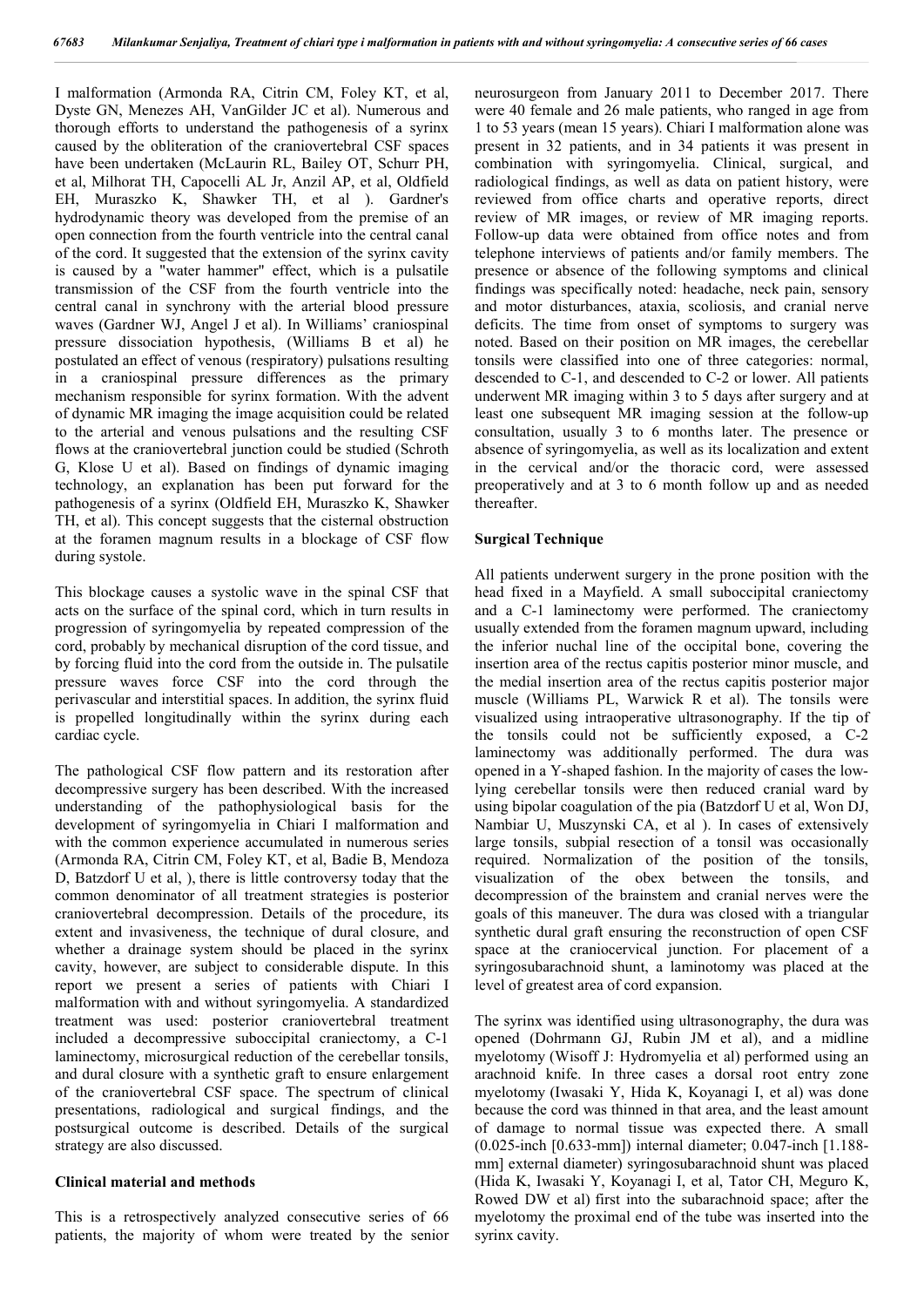I malformation (Armonda RA, Citrin CM, Foley KT, et al, Dyste GN, Menezes AH, VanGilder JC et al). Numerous and thorough efforts to understand the pathogenesis of a syrinx caused by the obliteration of the craniovertebral CSF spaces have been undertaken (McLaurin RL, Bailey OT, Schurr PH, et al, Milhorat TH, Capocelli AL Jr, Anzil AP, et al, Oldfield EH, Muraszko K, Shawker TH, et al ). Gardner's hydrodynamic theory was developed from the premise of an open connection from the fourth ventricle into the central canal of the cord. It suggested that the extension of the syrinx cavity is caused by a "water hammer" effect, which is a pulsatile transmission of the CSF from the fourth ventricle into the central canal in synchrony with the arterial blood pressure waves (Gardner WJ, Angel J et al). In Williams' craniospinal pressure dissociation hypothesis, (Williams B et al) he postulated an effect of venous (respiratory) pulsations resulting in a craniospinal pressure differences as the primary mechanism responsible for syrinx formation. With the advent of dynamic MR imaging the image acquisition could be related to the arterial and venous pulsations and the resulting CSF flows at the craniovertebral junction could be studied (Schroth G, Klose U et al). Based on findings of dynamic imaging technology, an explanation has been put forward for the pathogenesis of a syrinx (Oldfield EH, Muraszko K, Shawker TH, et al). This concept suggests that the cisternal obstruction at the foramen magnum results in a blockage of CSF flow during systole.

This blockage causes a systolic wave in the spinal CSF that acts on the surface of the spinal cord, which in turn results in progression of syringomyelia by repeated compression of the cord, probably by mechanical disruption of the cord tissue, and by forcing fluid into the cord from the outside in. The pulsatile pressure waves force CSF into the cord through the perivascular and interstitial spaces. In addition, the syrinx fluid is propelled longitudinally within the syrinx during each cardiac cycle.

The pathological CSF flow pattern and its restoration after decompressive surgery has been described. With the increased understanding of the pathophysiological basis for the development of syringomyelia in Chiari I malformation and with the common experience accumulated in numerous series (Armonda RA, Citrin CM, Foley KT, et al, Badie B, Mendoza D, Batzdorf U et al, ), there is little controversy today that the common denominator of all treatment strategies is posterior craniovertebral decompression. Details of the procedure, its extent and invasiveness, the technique of dural closure, and whether a drainage system should be placed in the syrinx cavity, however, are subject to considerable dispute. In this report we present a series of patients with Chiari I malformation with and without syringomyelia. A standardized treatment was used: posterior craniovertebral treatment included a decompressive suboccipital craniectomy, a C-1 laminectomy, microsurgical reduction of the cerebellar tonsils, and dural closure with a synthetic graft to ensure enlargement of the craniovertebral CSF space. The spectrum of clinical presentations, radiological and surgical findings, and the postsurgical outcome is described. Details of the surgical strategy are also discussed.

## Clinical material and methods

This is a retrospectively analyzed consecutive series of 66 patients, the majority of whom were treated by the senior neurosurgeon from January 2011 to December 2017. There were 40 female and 26 male patients, who ranged in age from 1 to 53 years (mean 15 years). Chiari I malformation alone was present in 32 patients, and in 34 patients it was present in combination with syringomyelia. Clinical, surgical, and radiological findings, as well as data on patient history, were reviewed from office charts and operative reports, direct review of MR images, or review of MR imaging reports. Follow-up data were obtained from office notes and from telephone interviews of patients and/or family members. The presence or absence of the following symptoms and clinical findings was specifically noted: headache, neck pain, sensory and motor disturbances, ataxia, scoliosis, and cranial nerve deficits. The time from onset of symptoms to surgery was noted. Based on their position on MR images, the cerebellar tonsils were classified into one of three categories: normal, descended to C-1, and descended to C-2 or lower. All patients underwent MR imaging within 3 to 5 days after surgery and at least one subsequent MR imaging session at the follow-up consultation, usually 3 to 6 months later. The presence or absence of syringomyelia, as well as its localization and extent in the cervical and/or the thoracic cord, were assessed preoperatively and at 3 to 6 month follow up and as needed thereafter.

## Surgical Technique

All patients underwent surgery in the prone position with the head fixed in a Mayfield. A small suboccipital craniectomy and a C-1 laminectomy were performed. The craniectomy usually extended from the foramen magnum upward, including the inferior nuchal line of the occipital bone, covering the insertion area of the rectus capitis posterior minor muscle, and the medial insertion area of the rectus capitis posterior major muscle (Williams PL, Warwick R et al). The tonsils were visualized using intraoperative ultrasonography. If the tip of the tonsils could not be sufficiently exposed, a C-2 laminectomy was additionally performed. The dura was opened in a Y-shaped fashion. In the majority of cases the low-lying cerebellar tonsils were then reduced cranial ward by using bipolar coagulation of the pia (Batzdorf U et al, Won DJ, Nambiar U, Muszynski CA, et al ). In cases of extensively large tonsils, subpial resection of a tonsil was occasionally required. Normalization of the position of the tonsils, visualization of the obex between the tonsils, and decompression of the brainstem and cranial nerves were the goals of this maneuver. The dura was closed with a triangular synthetic dural graft ensuring the reconstruction of open CSF space at the craniocervical junction. For placement of a syringosubarachnoid shunt, a laminotomy was placed at the level of greatest area of cord expansion.

The syrinx was identified using ultrasonography, the dura was opened (Dohrmann GJ, Rubin JM et al), and a midline myelotomy (Wisoff J: Hydromyelia et al) performed using an arachnoid knife. In three cases a dorsal root entry zone myelotomy (Iwasaki Y, Hida K, Koyanagi I, et al) was done because the cord was thinned in that area, and the least amount of damage to normal tissue was expected there. A small (0.025-inch [0.633-mm]) internal diameter; 0.047-inch [1.188-mm] external diameter) syringosubarachnoid shunt was placed (Hida K, Iwasaki Y, Koyanagi I, et al, Tator CH, Meguro K, Rowed DW et al) first into the subarachnoid space; after the myelotomy the proximal end of the tube was inserted into the syrinx cavity.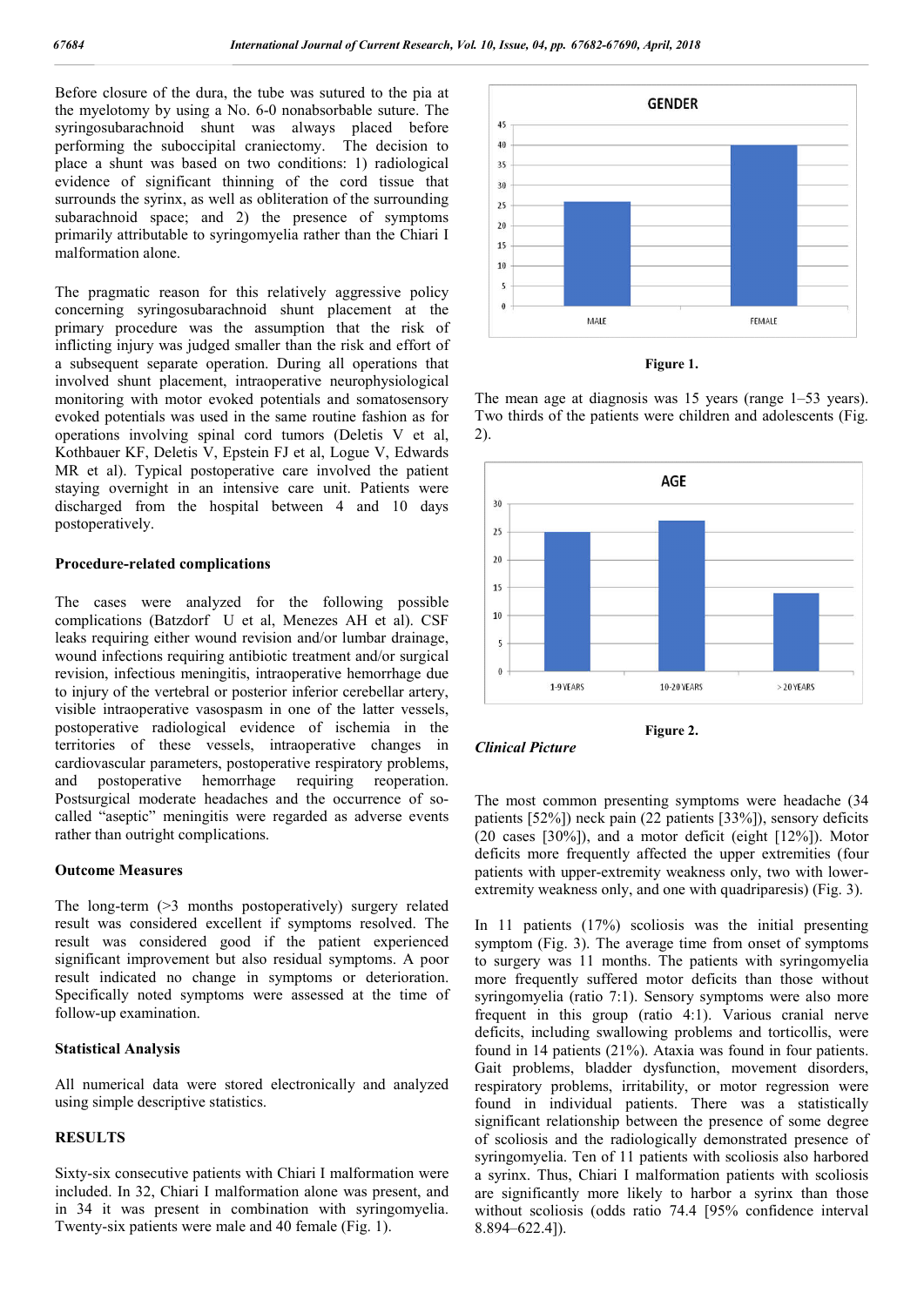Before closure of the dura, the tube was sutured to the pia at the myelotomy by using a No. 6-0 nonabsorbable suture. The syringosubarachnoid shunt was always placed before performing the suboccipital craniectomy. The decision to place a shunt was based on two conditions: 1) radiological evidence of significant thinning of the cord tissue that surrounds the syrinx, as well as obliteration of the surrounding subarachnoid space; and 2) the presence of symptoms primarily attributable to syringomyelia rather than the Chiari I malformation alone.

The pragmatic reason for this relatively aggressive policy concerning syringosubarachnoid shunt placement at the primary procedure was the assumption that the risk of inflicting injury was judged smaller than the risk and effort of a subsequent separate operation. During all operations that involved shunt placement, intraoperative neurophysiological monitoring with motor evoked potentials and somatosensory evoked potentials was used in the same routine fashion as for operations involving spinal cord tumors (Deletis V et al, Kothbauer KF, Deletis V, Epstein FJ et al, Logue V, Edwards MR et al). Typical postoperative care involved the patient staying overnight in an intensive care unit. Patients were discharged from the hospital between 4 and 10 days postoperatively.

### Procedure-related complications

The cases were analyzed for the following possible complications (Batzdorf U et al, Menezes AH et al). CSF leaks requiring either wound revision and/or lumbar drainage, wound infections requiring antibiotic treatment and/or surgical revision, infectious meningitis, intraoperative hemorrhage due to injury of the vertebral or posterior inferior cerebellar artery, visible intraoperative vasospasm in one of the latter vessels, postoperative radiological evidence of ischemia in the territories of these vessels, intraoperative changes in cardiovascular parameters, postoperative respiratory problems, and postoperative hemorrhage requiring reoperation. Postsurgical moderate headaches and the occurrence of so-called "aseptic" meningitis were regarded as adverse events rather than outright complications.

### Outcome Measures

The long-term (>3 months postoperatively) surgery related result was considered excellent if symptoms resolved. The result was considered good if the patient experienced significant improvement but also residual symptoms. A poor result indicated no change in symptoms or deterioration. Specifically noted symptoms were assessed at the time of follow-up examination.

### Statistical Analysis

All numerical data were stored electronically and analyzed using simple descriptive statistics.

## RESULTS

Sixty-six consecutive patients with Chiari I malformation were included. In 32, Chiari I malformation alone was present, and in 34 it was present in combination with syringomyelia. Twenty-six patients were male and 40 female (Fig. 1).

**Figure 1.**

The mean age at diagnosis was 15 years (range 1–53 years). Two thirds of the patients were children and adolescents (Fig. 2).

**Figure 2.**

### *Clinical Picture*

The most common presenting symptoms were headache (34 patients [52%]) neck pain (22 patients [33%]), sensory deficits (20 cases [30%]), and a motor deficit (eight [12%]). Motor deficits more frequently affected the upper extremities (four patients with upper-extremity weakness only, two with lower-extremity weakness only, and one with quadriparesis) (Fig. 3).

In 11 patients (17%) scoliosis was the initial presenting symptom (Fig. 3). The average time from onset of symptoms to surgery was 11 months. The patients with syringomyelia more frequently suffered motor deficits than those without syringomyelia (ratio 7:1). Sensory symptoms were also more frequent in this group (ratio 4:1). Various cranial nerve deficits, including swallowing problems and torticollis, were found in 14 patients (21%). Ataxia was found in four patients. Gait problems, bladder dysfunction, movement disorders, respiratory problems, irritability, or motor regression were found in individual patients. There was a statistically significant relationship between the presence of some degree of scoliosis and the radiologically demonstrated presence of syringomyelia. Ten of 11 patients with scoliosis also harbored a syrinx. Thus, Chiari I malformation patients with scoliosis are significantly more likely to harbor a syrinx than those without scoliosis (odds ratio 74.4 [95% confidence interval 8.894–622.4]).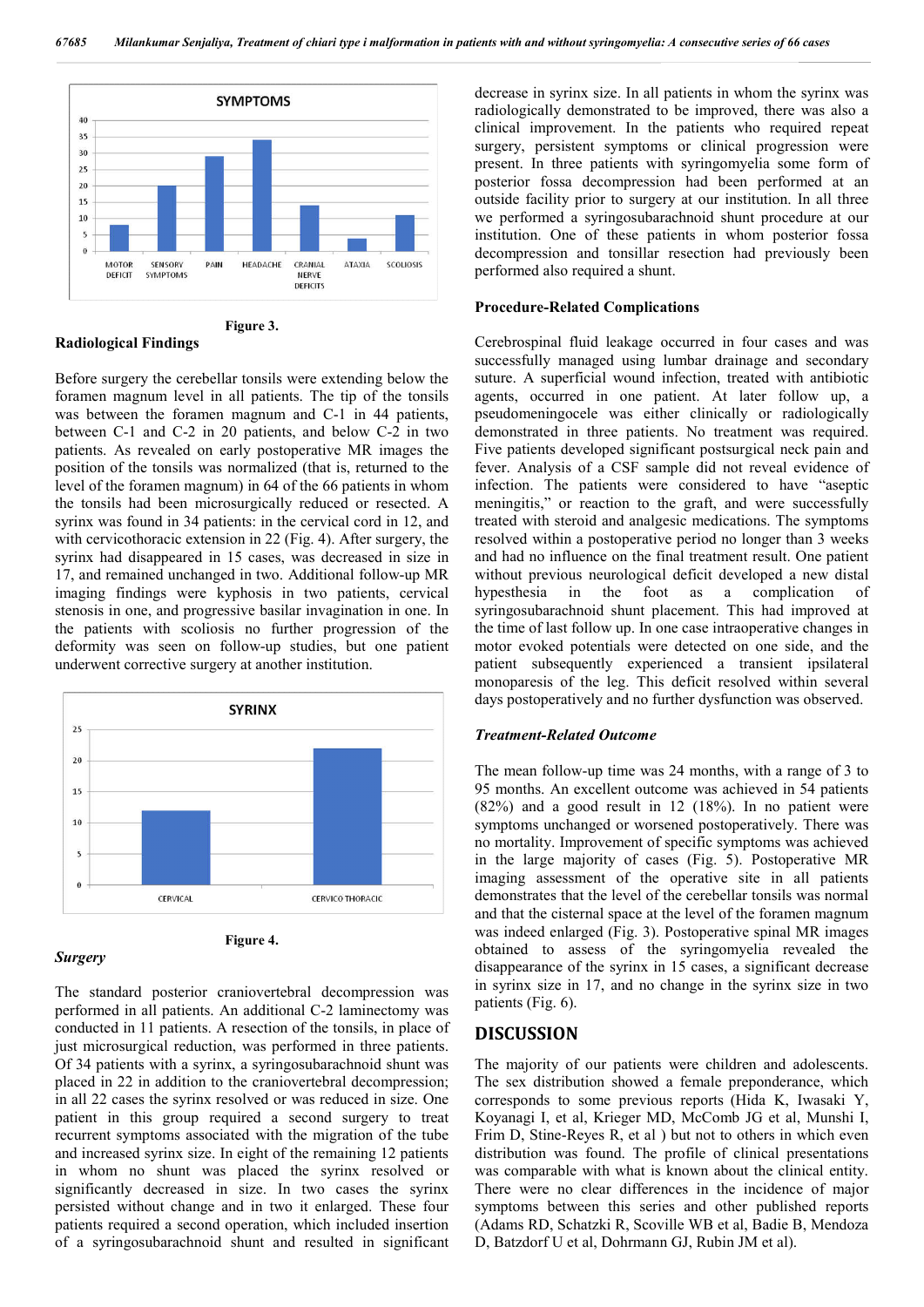Figure 3.

### Radiological Findings

Before surgery the cerebellar tonsils were extending below the foramen magnum level in all patients. The tip of the tonsils was between the foramen magnum and C-1 in 44 patients, between C-1 and C-2 in 20 patients, and below C-2 in two patients. As revealed on early postoperative MR images the position of the tonsils was normalized (that is, returned to the level of the foramen magnum) in 64 of the 66 patients in whom the tonsils had been microsurgically reduced or resected. A syrinx was found in 34 patients: in the cervical cord in 12, and with cervicothoracic extension in 22 (Fig. 4). After surgery, the syrinx had disappeared in 15 cases, was decreased in size in 17, and remained unchanged in two. Additional follow-up MR imaging findings were kyphosis in two patients, cervical stenosis in one, and progressive basilar invagination in one. In the patients with scoliosis no further progression of the deformity was seen on follow-up studies, but one patient underwent corrective surgery at another institution.

Figure 4.

### *Surgery*

The standard posterior craniovertebral decompression was performed in all patients. An additional C-2 laminectomy was conducted in 11 patients. A resection of the tonsils, in place of just microsurgical reduction, was performed in three patients. Of 34 patients with a syrinx, a syringosubarachnoid shunt was placed in 22 in addition to the craniovertebral decompression; in all 22 cases the syrinx resolved or was reduced in size. One patient in this group required a second surgery to treat recurrent symptoms associated with the migration of the tube and increased syrinx size. In eight of the remaining 12 patients in whom no shunt was placed the syrinx resolved or significantly decreased in size. In two cases the syrinx persisted without change and in two it enlarged. These four patients required a second operation, which included insertion of a syringosubarachnoid shunt and resulted in significant decrease in syrinx size. In all patients in whom the syrinx was radiologically demonstrated to be improved, there was also a clinical improvement. In the patients who required repeat surgery, persistent symptoms or clinical progression were present. In three patients with syringomyelia some form of posterior fossa decompression had been performed at an outside facility prior to surgery at our institution. In all three we performed a syringosubarachnoid shunt procedure at our institution. One of these patients in whom posterior fossa decompression and tonsillar resection had previously been performed also required a shunt.

### Procedure-Related Complications

Cerebrospinal fluid leakage occurred in four cases and was successfully managed using lumbar drainage and secondary suture. A superficial wound infection, treated with antibiotic agents, occurred in one patient. At later follow up, a pseudomeningocele was either clinically or radiologically demonstrated in three patients. No treatment was required. Five patients developed significant postsurgical neck pain and fever. Analysis of a CSF sample did not reveal evidence of infection. The patients were considered to have "aseptic meningitis," or reaction to the graft, and were successfully treated with steroid and analgesic medications. The symptoms resolved within a postoperative period no longer than 3 weeks and had no influence on the final treatment result. One patient without previous neurological deficit developed a new distal hypesthesia in the foot as a complication of syringosubarachnoid shunt placement. This had improved at the time of last follow up. In one case intraoperative changes in motor evoked potentials were detected on one side, and the patient subsequently experienced a transient ipsilateral monoparesis of the leg. This deficit resolved within several days postoperatively and no further dysfunction was observed.

### *Treatment-Related Outcome*

The mean follow-up time was 24 months, with a range of 3 to 95 months. An excellent outcome was achieved in 54 patients (82%) and a good result in 12 (18%). In no patient were symptoms unchanged or worsened postoperatively. There was no mortality. Improvement of specific symptoms was achieved in the large majority of cases (Fig. 5). Postoperative MR imaging assessment of the operative site in all patients demonstrates that the level of the cerebellar tonsils was normal and that the cisternal space at the level of the foramen magnum was indeed enlarged (Fig. 3). Postoperative spinal MR images obtained to assess of the syringomyelia revealed the disappearance of the syrinx in 15 cases, a significant decrease in syrinx size in 17, and no change in the syrinx size in two patients (Fig. 6).

## DISCUSSION

The majority of our patients were children and adolescents. The sex distribution showed a female preponderance, which corresponds to some previous reports (Hida K, Iwasaki Y, Koyanagi I, et al, Krieger MD, McComb JG et al, Munshi I, Frim D, Stine-Reyes R, et al ) but not to others in which even distribution was found. The profile of clinical presentations was comparable with what is known about the clinical entity. There were no clear differences in the incidence of major symptoms between this series and other published reports (Adams RD, Schatzki R, Scoville WB et al, Badie B, Mendoza D, Batzdorf U et al, Dohrmann GJ, Rubin JM et al).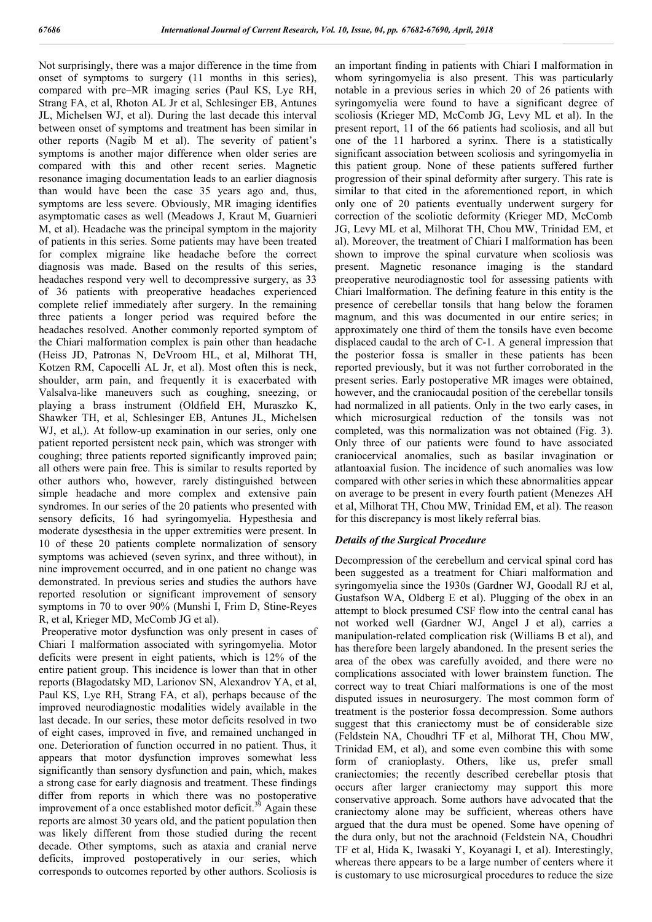Not surprisingly, there was a major difference in the time from onset of symptoms to surgery (11 months in this series), compared with pre–MR imaging series (Paul KS, Lye RH, Strang FA, et al, Rhoton AL Jr et al, Schlesinger EB, Antunes JL, Michelsen WJ, et al). During the last decade this interval between onset of symptoms and treatment has been similar in other reports (Nagib M et al). The severity of patient's symptoms is another major difference when older series are compared with this and other recent series. Magnetic resonance imaging documentation leads to an earlier diagnosis than would have been the case 35 years ago and, thus, symptoms are less severe. Obviously, MR imaging identifies asymptomatic cases as well (Meadows J, Kraut M, Guarnieri M, et al). Headache was the principal symptom in the majority of patients in this series. Some patients may have been treated for complex migraine like headache before the correct diagnosis was made. Based on the results of this series, headaches respond very well to decompressive surgery, as 33 of 36 patients with preoperative headaches experienced complete relief immediately after surgery. In the remaining three patients a longer period was required before the headaches resolved. Another commonly reported symptom of the Chiari malformation complex is pain other than headache (Heiss JD, Patronas N, DeVroom HL, et al, Milhorat TH, Kotzen RM, Capocelli AL Jr, et al). Most often this is neck, shoulder, arm pain, and frequently it is exacerbated with Valsalva-like maneuvers such as coughing, sneezing, or playing a brass instrument (Oldfield EH, Muraszko K, Shawker TH, et al, Schlesinger EB, Antunes JL, Michelsen WJ, et al,). At follow-up examination in our series, only one patient reported persistent neck pain, which was stronger with coughing; three patients reported significantly improved pain; all others were pain free. This is similar to results reported by other authors who, however, rarely distinguished between simple headache and more complex and extensive pain syndromes. In our series of the 20 patients who presented with sensory deficits, 16 had syringomyelia. Hypesthesia and moderate dysesthesia in the upper extremities were present. In 10 of these 20 patients complete normalization of sensory symptoms was achieved (seven syrinx, and three without), in nine improvement occurred, and in one patient no change was demonstrated. In previous series and studies the authors have reported resolution or significant improvement of sensory symptoms in 70 to over 90% (Munshi I, Frim D, Stine-Reyes R, et al, Krieger MD, McComb JG et al).

Preoperative motor dysfunction was only present in cases of Chiari I malformation associated with syringomyelia. Motor deficits were present in eight patients, which is 12% of the entire patient group. This incidence is lower than that in other reports (Blagodatsky MD, Larionov SN, Alexandrov YA, et al, Paul KS, Lye RH, Strang FA, et al), perhaps because of the improved neurodiagnostic modalities widely available in the last decade. In our series, these motor deficits resolved in two of eight cases, improved in five, and remained unchanged in one. Deterioration of function occurred in no patient. Thus, it appears that motor dysfunction improves somewhat less significantly than sensory dysfunction and pain, which, makes a strong case for early diagnosis and treatment. These findings differ from reports in which there was no postoperative improvement of a once established motor deficit.[39] Again these reports are almost 30 years old, and the patient population then was likely different from those studied during the recent decade. Other symptoms, such as ataxia and cranial nerve deficits, improved postoperatively in our series, which corresponds to outcomes reported by other authors. Scoliosis is an important finding in patients with Chiari I malformation in whom syringomyelia is also present. This was particularly notable in a previous series in which 20 of 26 patients with syringomyelia were found to have a significant degree of scoliosis (Krieger MD, McComb JG, Levy ML et al). In the present report, 11 of the 66 patients had scoliosis, and all but one of the 11 harbored a syrinx. There is a statistically significant association between scoliosis and syringomyelia in this patient group. None of these patients suffered further progression of their spinal deformity after surgery. This rate is similar to that cited in the aforementioned report, in which only one of 20 patients eventually underwent surgery for correction of the scoliotic deformity (Krieger MD, McComb JG, Levy ML et al, Milhorat TH, Chou MW, Trinidad EM, et al). Moreover, the treatment of Chiari I malformation has been shown to improve the spinal curvature when scoliosis was present. Magnetic resonance imaging is the standard preoperative neurodiagnostic tool for assessing patients with Chiari Imalformation. The defining feature in this entity is the presence of cerebellar tonsils that hang below the foramen magnum, and this was documented in our entire series; in approximately one third of them the tonsils have even become displaced caudal to the arch of C-1. A general impression that the posterior fossa is smaller in these patients has been reported previously, but it was not further corroborated in the present series. Early postoperative MR images were obtained, however, and the craniocaudal position of the cerebellar tonsils had normalized in all patients. Only in the two early cases, in which microsurgical reduction of the tonsils was not completed, was this normalization not obtained (Fig. 3). Only three of our patients were found to have associated craniocervical anomalies, such as basilar invagination or atlantoaxial fusion. The incidence of such anomalies was low compared with other series in which these abnormalities appear on average to be present in every fourth patient (Menezes AH et al, Milhorat TH, Chou MW, Trinidad EM, et al). The reason for this discrepancy is most likely referral bias.

### *Details of the Surgical Procedure*

Decompression of the cerebellum and cervical spinal cord has been suggested as a treatment for Chiari malformation and syringomyelia since the 1930s (Gardner WJ, Goodall RJ et al, Gustafson WA, Oldberg E et al). Plugging of the obex in an attempt to block presumed CSF flow into the central canal has not worked well (Gardner WJ, Angel J et al), carries a manipulation-related complication risk (Williams B et al), and has therefore been largely abandoned. In the present series the area of the obex was carefully avoided, and there were no complications associated with lower brainstem function. The correct way to treat Chiari malformations is one of the most disputed issues in neurosurgery. The most common form of treatment is the posterior fossa decompression. Some authors suggest that this craniectomy must be of considerable size (Feldstein NA, Choudhri TF et al, Milhorat TH, Chou MW, Trinidad EM, et al), and some even combine this with some form of cranioplasty. Others, like us, prefer small craniectomies; the recently described cerebellar ptosis that occurs after larger craniectomy may support this more conservative approach. Some authors have advocated that the craniectomy alone may be sufficient, whereas others have argued that the dura must be opened. Some have opening of the dura only, but not the arachnoid (Feldstein NA, Choudhri TF et al, Hida K, Iwasaki Y, Koyanagi I, et al). Interestingly, whereas there appears to be a large number of centers where it is customary to use microsurgical procedures to reduce the size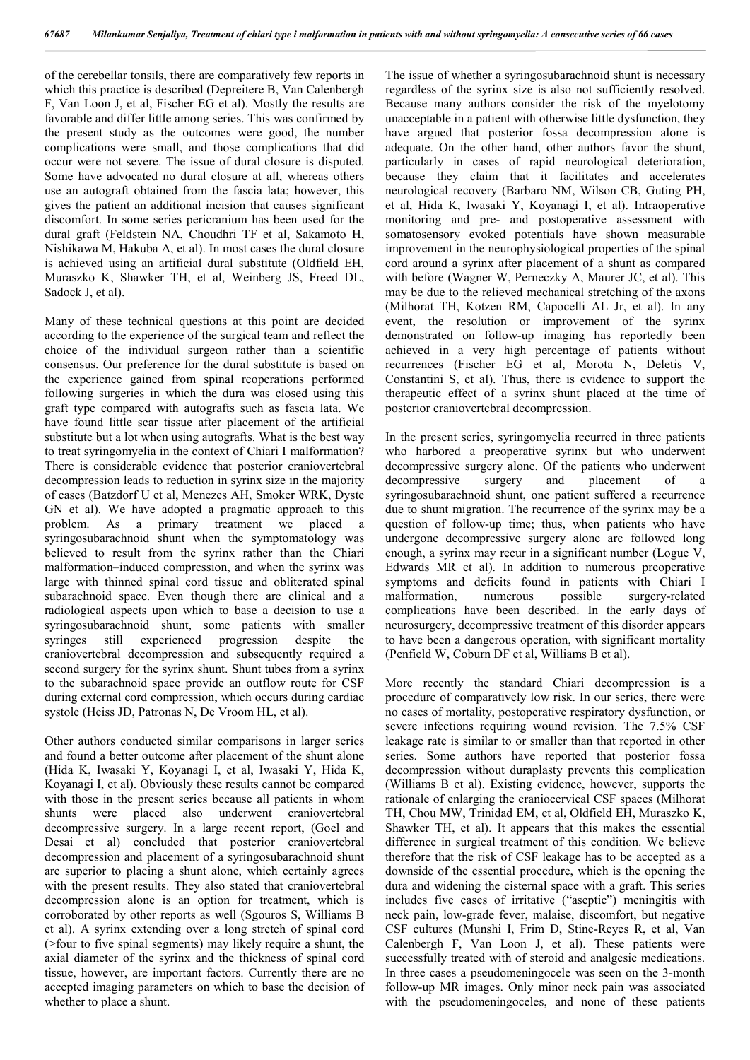of the cerebellar tonsils, there are comparatively few reports in which this practice is described (Depreitere B, Van Calenbergh F, Van Loon J, et al, Fischer EG et al). Mostly the results are favorable and differ little among series. This was confirmed by the present study as the outcomes were good, the number complications were small, and those complications that did occur were not severe. The issue of dural closure is disputed. Some have advocated no dural closure at all, whereas others use an autograft obtained from the fascia lata; however, this gives the patient an additional incision that causes significant discomfort. In some series pericranium has been used for the dural graft (Feldstein NA, Choudhri TF et al, Sakamoto H, Nishikawa M, Hakuba A, et al). In most cases the dural closure is achieved using an artificial dural substitute (Oldfield EH, Muraszko K, Shawker TH, et al, Weinberg JS, Freed DL, Sadock J, et al).

Many of these technical questions at this point are decided according to the experience of the surgical team and reflect the choice of the individual surgeon rather than a scientific consensus. Our preference for the dural substitute is based on the experience gained from spinal reoperations performed following surgeries in which the dura was closed using this graft type compared with autografts such as fascia lata. We have found little scar tissue after placement of the artificial substitute but a lot when using autografts. What is the best way to treat syringomyelia in the context of Chiari I malformation? There is considerable evidence that posterior craniovertebral decompression leads to reduction in syrinx size in the majority of cases (Batzdorf U et al, Menezes AH, Smoker WRK, Dyste GN et al). We have adopted a pragmatic approach to this problem. As a primary treatment we placed a syringosubarachnoid shunt when the symptomatology was believed to result from the syrinx rather than the Chiari malformation–induced compression, and when the syrinx was large with thinned spinal cord tissue and obliterated spinal subarachnoid space. Even though there are clinical and a radiological aspects upon which to base a decision to use a syringosubarachnoid shunt, some patients with smaller syringes still experienced progression despite the craniovertebral decompression and subsequently required a second surgery for the syrinx shunt. Shunt tubes from a syrinx to the subarachnoid space provide an outflow route for CSF during external cord compression, which occurs during cardiac systole (Heiss JD, Patronas N, De Vroom HL, et al).

Other authors conducted similar comparisons in larger series and found a better outcome after placement of the shunt alone (Hida K, Iwasaki Y, Koyanagi I, et al, Iwasaki Y, Hida K, Koyanagi I, et al). Obviously these results cannot be compared with those in the present series because all patients in whom shunts were placed also underwent craniovertebral decompressive surgery. In a large recent report, (Goel and Desai et al) concluded that posterior craniovertebral decompression and placement of a syringosubarachnoid shunt are superior to placing a shunt alone, which certainly agrees with the present results. They also stated that craniovertebral decompression alone is an option for treatment, which is corroborated by other reports as well (Sgouros S, Williams B et al). A syrinx extending over a long stretch of spinal cord (>four to five spinal segments) may likely require a shunt, the axial diameter of the syrinx and the thickness of spinal cord tissue, however, are important factors. Currently there are no accepted imaging parameters on which to base the decision of whether to place a shunt.

The issue of whether a syringosubarachnoid shunt is necessary regardless of the syrinx size is also not sufficiently resolved. Because many authors consider the risk of the myelotomy unacceptable in a patient with otherwise little dysfunction, they have argued that posterior fossa decompression alone is adequate. On the other hand, other authors favor the shunt, particularly in cases of rapid neurological deterioration, because they claim that it facilitates and accelerates neurological recovery (Barbaro NM, Wilson CB, Guting PH, et al, Hida K, Iwasaki Y, Koyanagi I, et al). Intraoperative monitoring and pre- and postoperative assessment with somatosensory evoked potentials have shown measurable improvement in the neurophysiological properties of the spinal cord around a syrinx after placement of a shunt as compared with before (Wagner W, Perneczky A, Maurer JC, et al). This may be due to the relieved mechanical stretching of the axons (Milhorat TH, Kotzen RM, Capocelli AL Jr, et al). In any event, the resolution or improvement of the syrinx demonstrated on follow-up imaging has reportedly been achieved in a very high percentage of patients without recurrences (Fischer EG et al, Morota N, Deletis V, Constantini S, et al). Thus, there is evidence to support the therapeutic effect of a syrinx shunt placed at the time of posterior craniovertebral decompression.

In the present series, syringomyelia recurred in three patients who harbored a preoperative syrinx but who underwent decompressive surgery alone. Of the patients who underwent decompressive surgery and placement of a syringosubarachnoid shunt, one patient suffered a recurrence due to shunt migration. The recurrence of the syrinx may be a question of follow-up time; thus, when patients who have undergone decompressive surgery alone are followed long enough, a syrinx may recur in a significant number (Logue V, Edwards MR et al). In addition to numerous preoperative symptoms and deficits found in patients with Chiari I malformation, numerous possible surgery-related complications have been described. In the early days of neurosurgery, decompressive treatment of this disorder appears to have been a dangerous operation, with significant mortality (Penfield W, Coburn DF et al, Williams B et al).

More recently the standard Chiari decompression is a procedure of comparatively low risk. In our series, there were no cases of mortality, postoperative respiratory dysfunction, or severe infections requiring wound revision. The 7.5% CSF leakage rate is similar to or smaller than that reported in other series. Some authors have reported that posterior fossa decompression without duraplasty prevents this complication (Williams B et al). Existing evidence, however, supports the rationale of enlarging the craniocervical CSF spaces (Milhorat TH, Chou MW, Trinidad EM, et al, Oldfield EH, Muraszko K, Shawker TH, et al). It appears that this makes the essential difference in surgical treatment of this condition. We believe therefore that the risk of CSF leakage has to be accepted as a downside of the essential procedure, which is the opening the dura and widening the cisternal space with a graft. This series includes five cases of irritative ("aseptic") meningitis with neck pain, low-grade fever, malaise, discomfort, but negative CSF cultures (Munshi I, Frim D, Stine-Reyes R, et al, Van Calenbergh F, Van Loon J, et al). These patients were successfully treated with of steroid and analgesic medications. In three cases a pseudomeningocele was seen on the 3-month follow-up MR images. Only minor neck pain was associated with the pseudomeningoceles, and none of these patients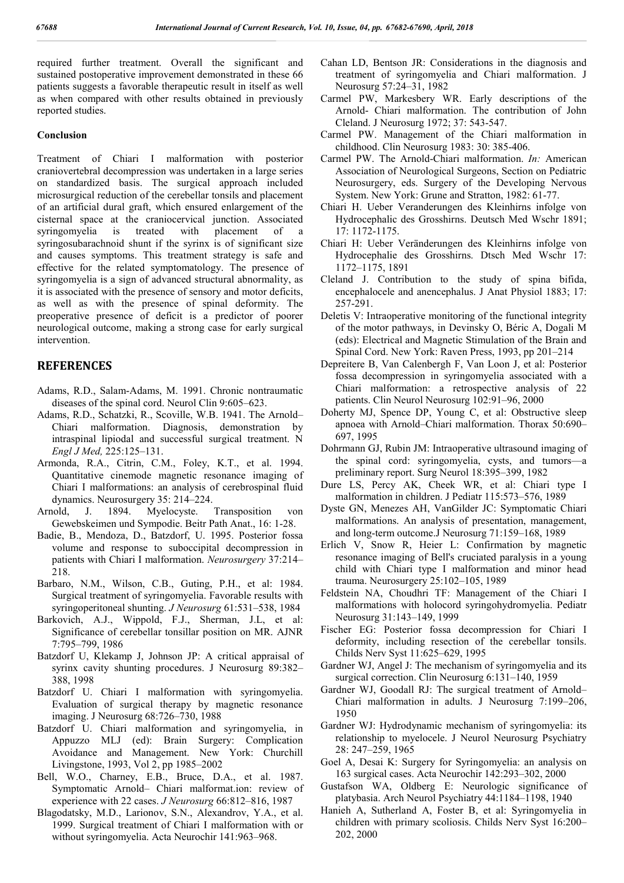required further treatment. Overall the significant and sustained postoperative improvement demonstrated in these 66 patients suggests a favorable therapeutic result in itself as well as when compared with other results obtained in previously reported studies.

### Conclusion

Treatment of Chiari I malformation with posterior craniovertebral decompression was undertaken in a large series on standardized basis. The surgical approach included microsurgical reduction of the cerebellar tonsils and placement of an artificial dural graft, which ensured enlargement of the cisternal space at the craniocervical junction. Associated syringomyelia is treated with placement of a syringosubarachnoid shunt if the syrinx is of significant size and causes symptoms. This treatment strategy is safe and effective for the related symptomatology. The presence of syringomyelia is a sign of advanced structural abnormality, as it is associated with the presence of sensory and motor deficits, as well as with the presence of spinal deformity. The preoperative presence of deficit is a predictor of poorer neurological outcome, making a strong case for early surgical intervention.

## REFERENCES

- Adams, R.D., Salam-Adams, M. 1991. Chronic nontraumatic diseases of the spinal cord. Neurol Clin 9:605–623.
- Adams, R.D., Schatzki, R., Scoville, W.B. 1941. The Arnold–Chiari malformation. Diagnosis, demonstration by intraspinal lipiodal and successful surgical treatment. N *Engl J Med,* 225:125–131.
- Armonda, R.A., Citrin, C.M., Foley, K.T., et al. 1994. Quantitative cinemode magnetic resonance imaging of Chiari I malformations: an analysis of cerebrospinal fluid dynamics. Neurosurgery 35: 214–224.
- Arnold, J. 1894. Myelocyste. Transposition von Gewebskeimen und Sympodie. Beitr Path Anat., 16: 1-28.
- Badie, B., Mendoza, D., Batzdorf, U. 1995. Posterior fossa volume and response to suboccipital decompression in patients with Chiari I malformation. *Neurosurgery* 37:214–218.
- Barbaro, N.M., Wilson, C.B., Guting, P.H., et al: 1984. Surgical treatment of syringomyelia. Favorable results with syringoperitoneal shunting. *J Neurosurg* 61:531–538, 1984
- Barkovich, A.J., Wippold, F.J., Sherman, J.L, et al: Significance of cerebellar tonsillar position on MR. AJNR 7:795–799, 1986
- Batzdorf U, Klekamp J, Johnson JP: A critical appraisal of syrinx cavity shunting procedures. J Neurosurg 89:382–388, 1998
- Batzdorf U. Chiari I malformation with syringomyelia. Evaluation of surgical therapy by magnetic resonance imaging. J Neurosurg 68:726–730, 1988
- Batzdorf U. Chiari malformation and syringomyelia, in Appuzzo MLJ (ed): Brain Surgery: Complication Avoidance and Management. New York: Churchill Livingstone, 1993, Vol 2, pp 1985–2002
- Bell, W.O., Charney, E.B., Bruce, D.A., et al. 1987. Symptomatic Arnold– Chiari malformat.ion: review of experience with 22 cases. *J Neurosurg* 66:812–816, 1987
- Blagodatsky, M.D., Larionov, S.N., Alexandrov, Y.A., et al. 1999. Surgical treatment of Chiari I malformation with or without syringomyelia. Acta Neurochir 141:963–968.
- Cahan LD, Bentson JR: Considerations in the diagnosis and treatment of syringomyelia and Chiari malformation. J Neurosurg 57:24–31, 1982
- Carmel PW, Markesbery WR. Early descriptions of the Arnold- Chiari malformation. The contribution of John Cleland. J Neurosurg 1972; 37: 543-547.
- Carmel PW. Management of the Chiari malformation in childhood. Clin Neurosurg 1983: 30: 385-406.
- Carmel PW. The Arnold-Chiari malformation. *In:* American Association of Neurological Surgeons, Section on Pediatric Neurosurgery, eds. Surgery of the Developing Nervous System. New York: Grune and Stratton, 1982: 61-77.
- Chiari H. Ueber Veranderungen des Kleinhirns infolge von Hydrocephalie des Grosshirns. Deutsch Med Wschr 1891; 17: 1172-1175.
- Chiari H: Ueber Veränderungen des Kleinhirns infolge von Hydrocephalie des Grosshirns. Dtsch Med Wschr 17: 1172–1175, 1891
- Cleland J. Contribution to the study of spina bifida, encephalocele and anencephalus. J Anat Physiol 1883; 17: 257-291.
- Deletis V: Intraoperative monitoring of the functional integrity of the motor pathways, in Devinsky O, Béric A, Dogali M (eds): Electrical and Magnetic Stimulation of the Brain and Spinal Cord. New York: Raven Press, 1993, pp 201–214
- Depreitere B, Van Calenbergh F, Van Loon J, et al: Posterior fossa decompression in syringomyelia associated with a Chiari malformation: a retrospective analysis of 22 patients. Clin Neurol Neurosurg 102:91–96, 2000
- Doherty MJ, Spence DP, Young C, et al: Obstructive sleep apnoea with Arnold–Chiari malformation. Thorax 50:690–697, 1995
- Dohrmann GJ, Rubin JM: Intraoperative ultrasound imaging of the spinal cord: syringomyelia, cysts, and tumors—a preliminary report. Surg Neurol 18:395–399, 1982
- Dure LS, Percy AK, Cheek WR, et al: Chiari type I malformation in children. J Pediatr 115:573–576, 1989
- Dyste GN, Menezes AH, VanGilder JC: Symptomatic Chiari malformations. An analysis of presentation, management, and long-term outcome.J Neurosurg 71:159–168, 1989
- Erlich V, Snow R, Heier L: Confirmation by magnetic resonance imaging of Bell's cruciated paralysis in a young child with Chiari type I malformation and minor head trauma. Neurosurgery 25:102–105, 1989
- Feldstein NA, Choudhri TF: Management of the Chiari I malformations with holocord syringohydromyelia. Pediatr Neurosurg 31:143–149, 1999
- Fischer EG: Posterior fossa decompression for Chiari I deformity, including resection of the cerebellar tonsils. Childs Nerv Syst 11:625–629, 1995
- Gardner WJ, Angel J: The mechanism of syringomyelia and its surgical correction. Clin Neurosurg 6:131–140, 1959
- Gardner WJ, Goodall RJ: The surgical treatment of Arnold–Chiari malformation in adults. J Neurosurg 7:199–206, 1950
- Gardner WJ: Hydrodynamic mechanism of syringomyelia: its relationship to myelocele. J Neurol Neurosurg Psychiatry 28: 247–259, 1965
- Goel A, Desai K: Surgery for Syringomyelia: an analysis on 163 surgical cases. Acta Neurochir 142:293–302, 2000
- Gustafson WA, Oldberg E: Neurologic significance of platybasia. Arch Neurol Psychiatry 44:1184–1198, 1940
- Hanieh A, Sutherland A, Foster B, et al: Syringomyelia in children with primary scoliosis. Childs Nerv Syst 16:200–202, 2000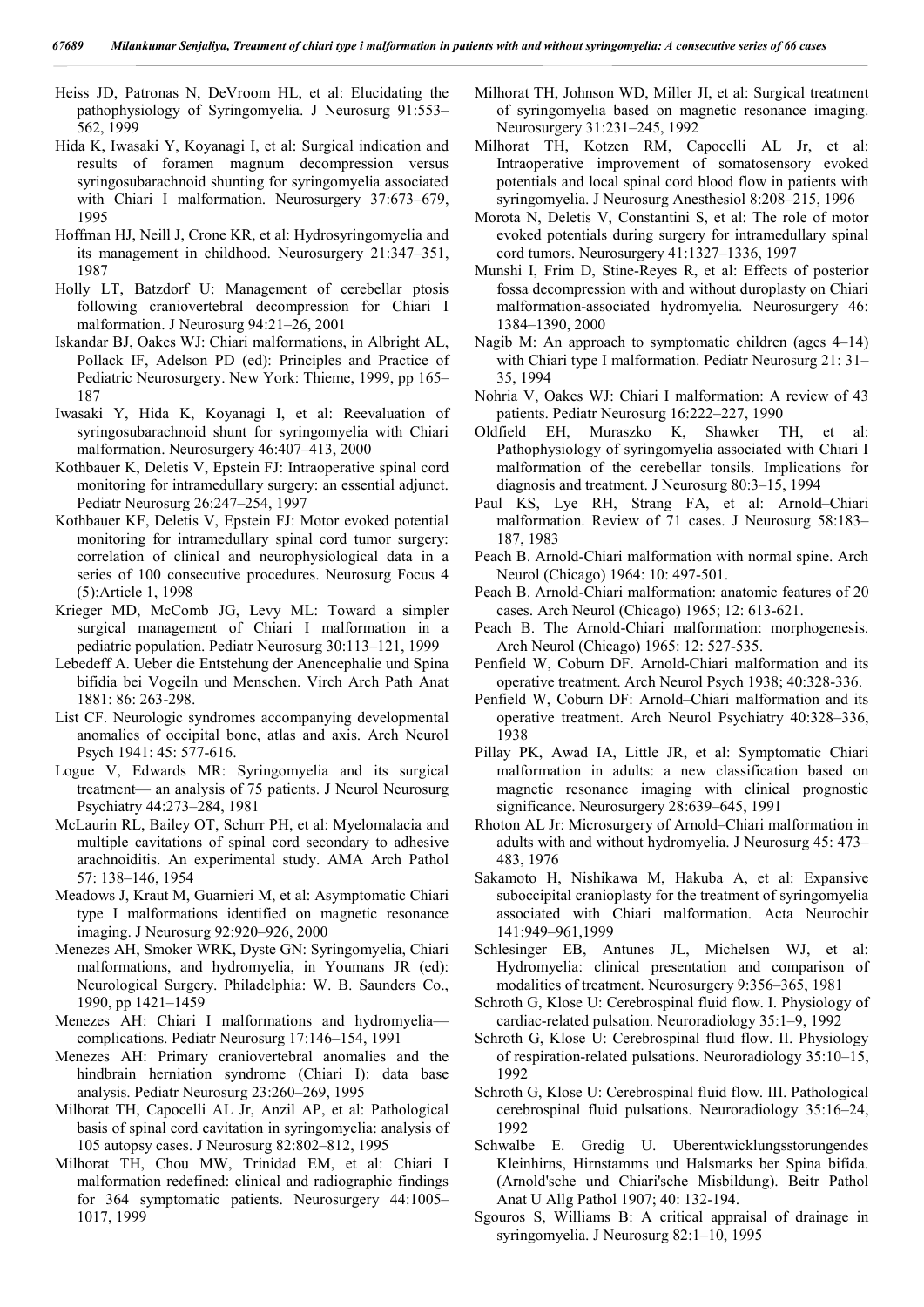Heiss JD, Patronas N, DeVroom HL, et al: Elucidating the pathophysiology of Syringomyelia. J Neurosurg 91:553–562, 1999

Hida K, Iwasaki Y, Koyanagi I, et al: Surgical indication and results of foramen magnum decompression versus syringosubarachnoid shunting for syringomyelia associated with Chiari I malformation. Neurosurgery 37:673–679, 1995

Hoffman HJ, Neill J, Crone KR, et al: Hydrosyringomyelia and its management in childhood. Neurosurgery 21:347–351, 1987

Holly LT, Batzdorf U: Management of cerebellar ptosis following craniovertebral decompression for Chiari I malformation. J Neurosurg 94:21–26, 2001

Iskandar BJ, Oakes WJ: Chiari malformations, in Albright AL, Pollack IF, Adelson PD (ed): Principles and Practice of Pediatric Neurosurgery. New York: Thieme, 1999, pp 165–187

Iwasaki Y, Hida K, Koyanagi I, et al: Reevaluation of syringosubarachnoid shunt for syringomyelia with Chiari malformation. Neurosurgery 46:407–413, 2000

Kothbauer K, Deletis V, Epstein FJ: Intraoperative spinal cord monitoring for intramedullary surgery: an essential adjunct. Pediatr Neurosurg 26:247–254, 1997

Kothbauer KF, Deletis V, Epstein FJ: Motor evoked potential monitoring for intramedullary spinal cord tumor surgery: correlation of clinical and neurophysiological data in a series of 100 consecutive procedures. Neurosurg Focus 4 (5):Article 1, 1998

Krieger MD, McComb JG, Levy ML: Toward a simpler surgical management of Chiari I malformation in a pediatric population. Pediatr Neurosurg 30:113–121, 1999

Lebedeff A. Ueber die Entstehung der Anencephalie und Spina bifidia bei Vogeiln und Menschen. Virch Arch Path Anat 1881: 86: 263-298.

List CF. Neurologic syndromes accompanying developmental anomalies of occipital bone, atlas and axis. Arch Neurol Psych 1941: 45: 577-616.

Logue V, Edwards MR: Syringomyelia and its surgical treatment— an analysis of 75 patients. J Neurol Neurosurg Psychiatry 44:273–284, 1981

McLaurin RL, Bailey OT, Schurr PH, et al: Myelomalacia and multiple cavitations of spinal cord secondary to adhesive arachnoiditis. An experimental study. AMA Arch Pathol 57: 138–146, 1954

Meadows J, Kraut M, Guarnieri M, et al: Asymptomatic Chiari type I malformations identified on magnetic resonance imaging. J Neurosurg 92:920–926, 2000

Menezes AH, Smoker WRK, Dyste GN: Syringomyelia, Chiari malformations, and hydromyelia, in Youmans JR (ed): Neurological Surgery. Philadelphia: W. B. Saunders Co., 1990, pp 1421–1459

Menezes AH: Chiari I malformations and hydromyelia—complications. Pediatr Neurosurg 17:146–154, 1991

Menezes AH: Primary craniovertebral anomalies and the hindbrain herniation syndrome (Chiari I): data base analysis. Pediatr Neurosurg 23:260–269, 1995

Milhorat TH, Capocelli AL Jr, Anzil AP, et al: Pathological basis of spinal cord cavitation in syringomyelia: analysis of 105 autopsy cases. J Neurosurg 82:802–812, 1995

Milhorat TH, Chou MW, Trinidad EM, et al: Chiari I malformation redefined: clinical and radiographic findings for 364 symptomatic patients. Neurosurgery 44:1005–1017, 1999

Milhorat TH, Johnson WD, Miller JI, et al: Surgical treatment of syringomyelia based on magnetic resonance imaging. Neurosurgery 31:231–245, 1992

Milhorat TH, Kotzen RM, Capocelli AL Jr, et al: Intraoperative improvement of somatosensory evoked potentials and local spinal cord blood flow in patients with syringomyelia. J Neurosurg Anesthesiol 8:208–215, 1996

Morota N, Deletis V, Constantini S, et al: The role of motor evoked potentials during surgery for intramedullary spinal cord tumors. Neurosurgery 41:1327–1336, 1997

Munshi I, Frim D, Stine-Reyes R, et al: Effects of posterior fossa decompression with and without duroplasty on Chiari malformation-associated hydromyelia. Neurosurgery 46: 1384–1390, 2000

Nagib M: An approach to symptomatic children (ages 4–14) with Chiari type I malformation. Pediatr Neurosurg 21: 31–35, 1994

Nohria V, Oakes WJ: Chiari I malformation: A review of 43 patients. Pediatr Neurosurg 16:222–227, 1990

Oldfield EH, Muraszko K, Shawker TH, et al: Pathophysiology of syringomyelia associated with Chiari I malformation of the cerebellar tonsils. Implications for diagnosis and treatment. J Neurosurg 80:3–15, 1994

Paul KS, Lye RH, Strang FA, et al: Arnold–Chiari malformation. Review of 71 cases. J Neurosurg 58:183–187, 1983

Peach B. Arnold-Chiari malformation with normal spine. Arch Neurol (Chicago) 1964: 10: 497-501.

Peach B. Arnold-Chiari malformation: anatomic features of 20 cases. Arch Neurol (Chicago) 1965; 12: 613-621.

Peach B. The Arnold-Chiari malformation: morphogenesis. Arch Neurol (Chicago) 1965: 12: 527-535.

Penfield W, Coburn DF. Arnold-Chiari malformation and its operative treatment. Arch Neurol Psych 1938; 40:328-336.

Penfield W, Coburn DF: Arnold–Chiari malformation and its operative treatment. Arch Neurol Psychiatry 40:328–336, 1938

Pillay PK, Awad IA, Little JR, et al: Symptomatic Chiari malformation in adults: a new classification based on magnetic resonance imaging with clinical prognostic significance. Neurosurgery 28:639–645, 1991

Rhoton AL Jr: Microsurgery of Arnold–Chiari malformation in adults with and without hydromyelia. J Neurosurg 45: 473–483, 1976

Sakamoto H, Nishikawa M, Hakuba A, et al: Expansive suboccipital cranioplasty for the treatment of syringomyelia associated with Chiari malformation. Acta Neurochir 141:949–961,1999

Schlesinger EB, Antunes JL, Michelsen WJ, et al: Hydromyelia: clinical presentation and comparison of modalities of treatment. Neurosurgery 9:356–365, 1981

Schroth G, Klose U: Cerebrospinal fluid flow. I. Physiology of cardiac-related pulsation. Neuroradiology 35:1–9, 1992

Schroth G, Klose U: Cerebrospinal fluid flow. II. Physiology of respiration-related pulsations. Neuroradiology 35:10–15, 1992

Schroth G, Klose U: Cerebrospinal fluid flow. III. Pathological cerebrospinal fluid pulsations. Neuroradiology 35:16–24, 1992

Schwalbe E. Gredig U. Uberentwicklungsstorungendes Kleinhirns, Hirnstamms und Halsmarks ber Spina bifida. (Arnold'sche und Chiari'sche Misbildung). Beitr Pathol Anat U Allg Pathol 1907; 40: 132-194.

Sgouros S, Williams B: A critical appraisal of drainage in syringomyelia. J Neurosurg 82:1–10, 1995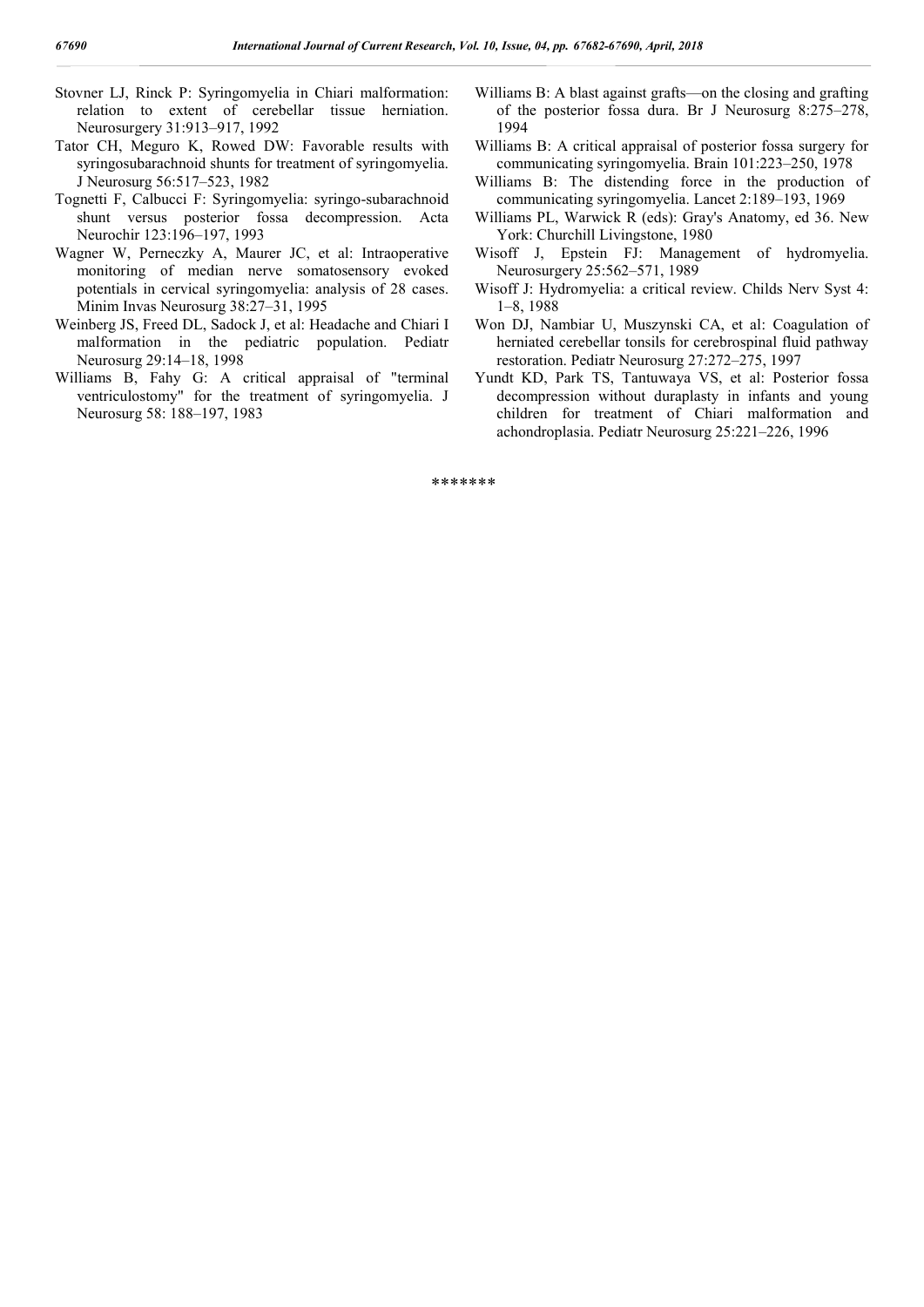Stovner LJ, Rinck P: Syringomyelia in Chiari malformation: relation to extent of cerebellar tissue herniation. Neurosurgery 31:913–917, 1992

Tator CH, Meguro K, Rowed DW: Favorable results with syringosubarachnoid shunts for treatment of syringomyelia. J Neurosurg 56:517–523, 1982

Tognetti F, Calbucci F: Syringomyelia: syringo-subarachnoid shunt versus posterior fossa decompression. Acta Neurochir 123:196–197, 1993

Wagner W, Perneczky A, Maurer JC, et al: Intraoperative monitoring of median nerve somatosensory evoked potentials in cervical syringomyelia: analysis of 28 cases. Minim Invas Neurosurg 38:27–31, 1995

Weinberg JS, Freed DL, Sadock J, et al: Headache and Chiari I malformation in the pediatric population. Pediatr Neurosurg 29:14–18, 1998

Williams B, Fahy G: A critical appraisal of "terminal ventriculostomy" for the treatment of syringomyelia. J Neurosurg 58: 188–197, 1983

Williams B: A blast against grafts—on the closing and grafting of the posterior fossa dura. Br J Neurosurg 8:275–278, 1994

Williams B: A critical appraisal of posterior fossa surgery for communicating syringomyelia. Brain 101:223–250, 1978

Williams B: The distending force in the production of communicating syringomyelia. Lancet 2:189–193, 1969

Williams PL, Warwick R (eds): Gray's Anatomy, ed 36. New York: Churchill Livingstone, 1980

Wisoff J, Epstein FJ: Management of hydromyelia. Neurosurgery 25:562–571, 1989

Wisoff J: Hydromyelia: a critical review. Childs Nerv Syst 4: 1–8, 1988

Won DJ, Nambiar U, Muszynski CA, et al: Coagulation of herniated cerebellar tonsils for cerebrospinal fluid pathway restoration. Pediatr Neurosurg 27:272–275, 1997

Yundt KD, Park TS, Tantuwaya VS, et al: Posterior fossa decompression without duraplasty in infants and young children for treatment of Chiari malformation and achondroplasia. Pediatr Neurosurg 25:221–226, 1996

*******